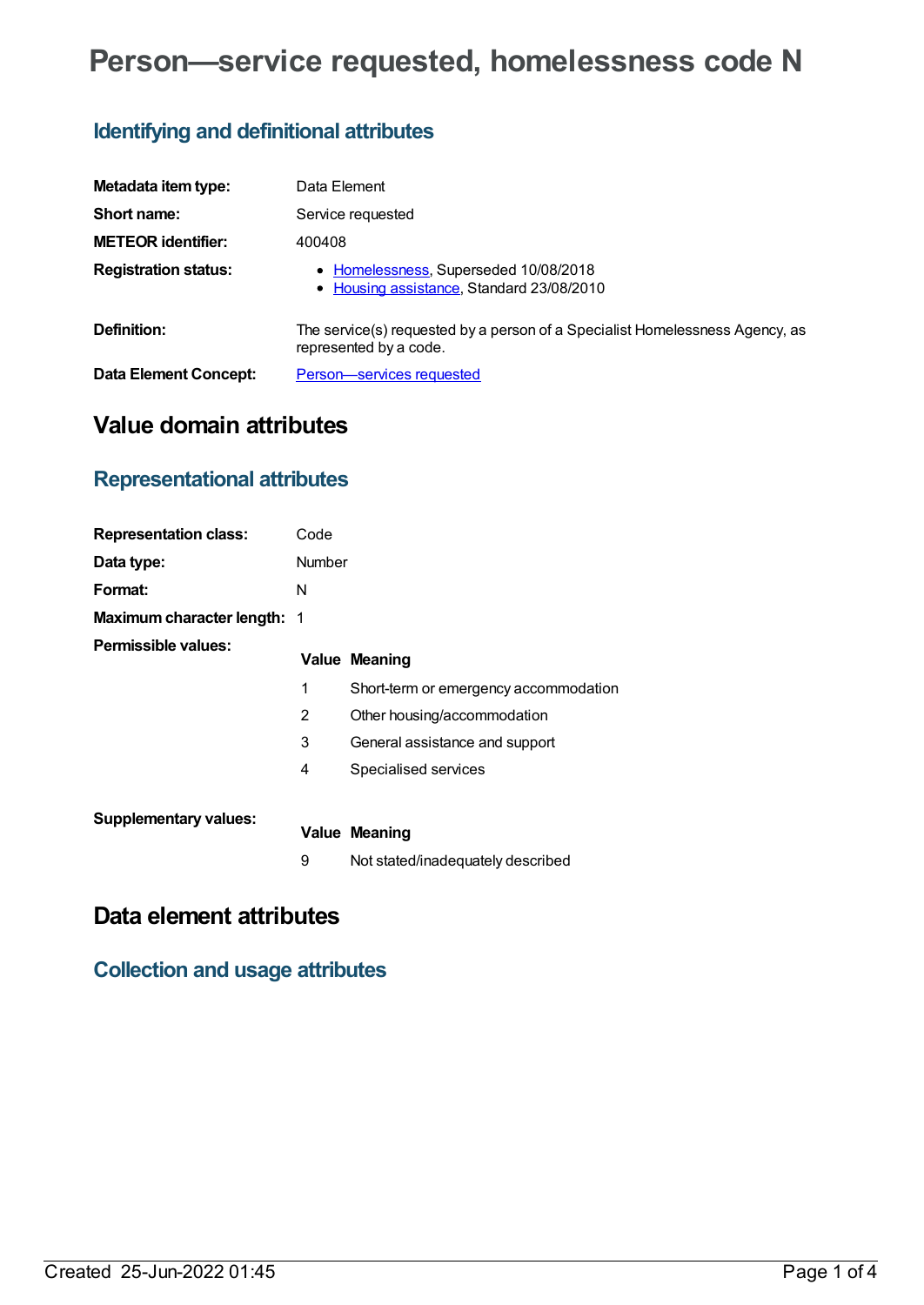# Person—service requested, homelessness code N

## Identifying and definitional attributes

| | |
|---|---|
| **Metadata item type:** | Data Element |
| **Short name:** | Service requested |
| **METEOR identifier:** | 400408 |
| **Registration status:** | • [Homelessness](), Superseded 10/08/2018<br>• [Housing assistance](), Standard 23/08/2010 |
| **Definition:** | The service(s) requested by a person of a Specialist Homelessness Agency, as represented by a code. |
| **Data Element Concept:** | [Person—services requested]() |

# Value domain attributes

## Representational attributes

| | |
|---|---|
| **Representation class:** | Code |
| **Data type:** | Number |
| **Format:** | N |
| **Maximum character length:** | 1 |

**Permissible values:**

| Value | Meaning |
|---|---|
| 1 | Short-term or emergency accommodation |
| 2 | Other housing/accommodation |
| 3 | General assistance and support |
| 4 | Specialised services |

**Supplementary values:**

| Value | Meaning |
|---|---|
| 9 | Not stated/inadequately described |

# Data element attributes

## Collection and usage attributes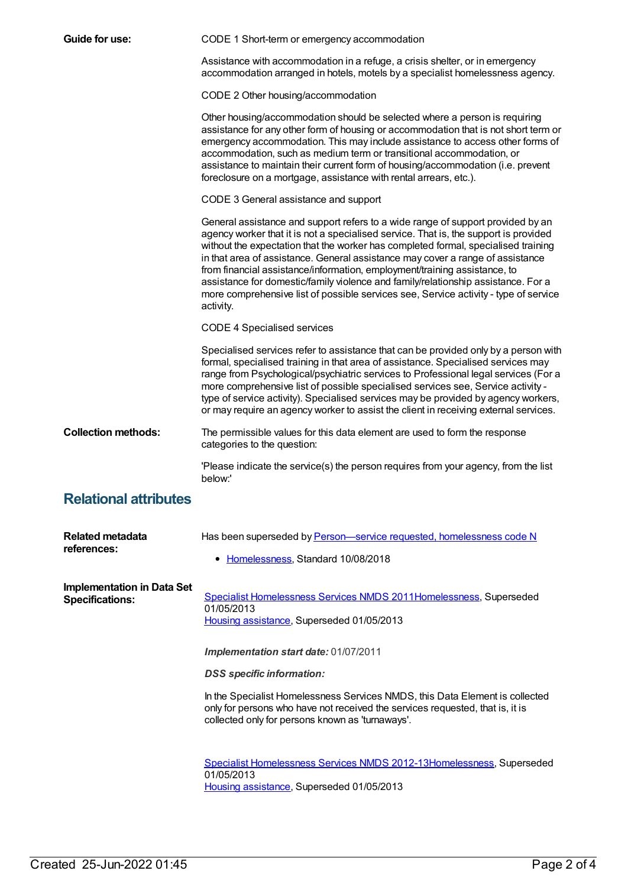**Guide for use:**

CODE 1 Short-term or emergency accommodation

Assistance with accommodation in a refuge, a crisis shelter, or in emergency accommodation arranged in hotels, motels by a specialist homelessness agency.

CODE 2 Other housing/accommodation

Other housing/accommodation should be selected where a person is requiring assistance for any other form of housing or accommodation that is not short term or emergency accommodation. This may include assistance to access other forms of accommodation, such as medium term or transitional accommodation, or assistance to maintain their current form of housing/accommodation (i.e. prevent foreclosure on a mortgage, assistance with rental arrears, etc.).

CODE 3 General assistance and support

General assistance and support refers to a wide range of support provided by an agency worker that it is not a specialised service. That is, the support is provided without the expectation that the worker has completed formal, specialised training in that area of assistance. General assistance may cover a range of assistance from financial assistance/information, employment/training assistance, to assistance for domestic/family violence and family/relationship assistance. For a more comprehensive list of possible services see, Service activity - type of service activity.

CODE 4 Specialised services

Specialised services refer to assistance that can be provided only by a person with formal, specialised training in that area of assistance. Specialised services may range from Psychological/psychiatric services to Professional legal services (For a more comprehensive list of possible specialised services see, Service activity - type of service activity). Specialised services may be provided by agency workers, or may require an agency worker to assist the client in receiving external services.

**Collection methods:**

The permissible values for this data element are used to form the response categories to the question:

'Please indicate the service(s) the person requires from your agency, from the list below:'

## Relational attributes

**Related metadata references:**

Has been superseded by Person—service requested, homelessness code N

- Homelessness, Standard 10/08/2018

**Implementation in Data Set Specifications:**

Specialist Homelessness Services NMDS 2011Homelessness, Superseded 01/05/2013
Housing assistance, Superseded 01/05/2013

*Implementation start date:* 01/07/2011

*DSS specific information:*

In the Specialist Homelessness Services NMDS, this Data Element is collected only for persons who have not received the services requested, that is, it is collected only for persons known as 'turnaways'.

Specialist Homelessness Services NMDS 2012-13Homelessness, Superseded 01/05/2013
Housing assistance, Superseded 01/05/2013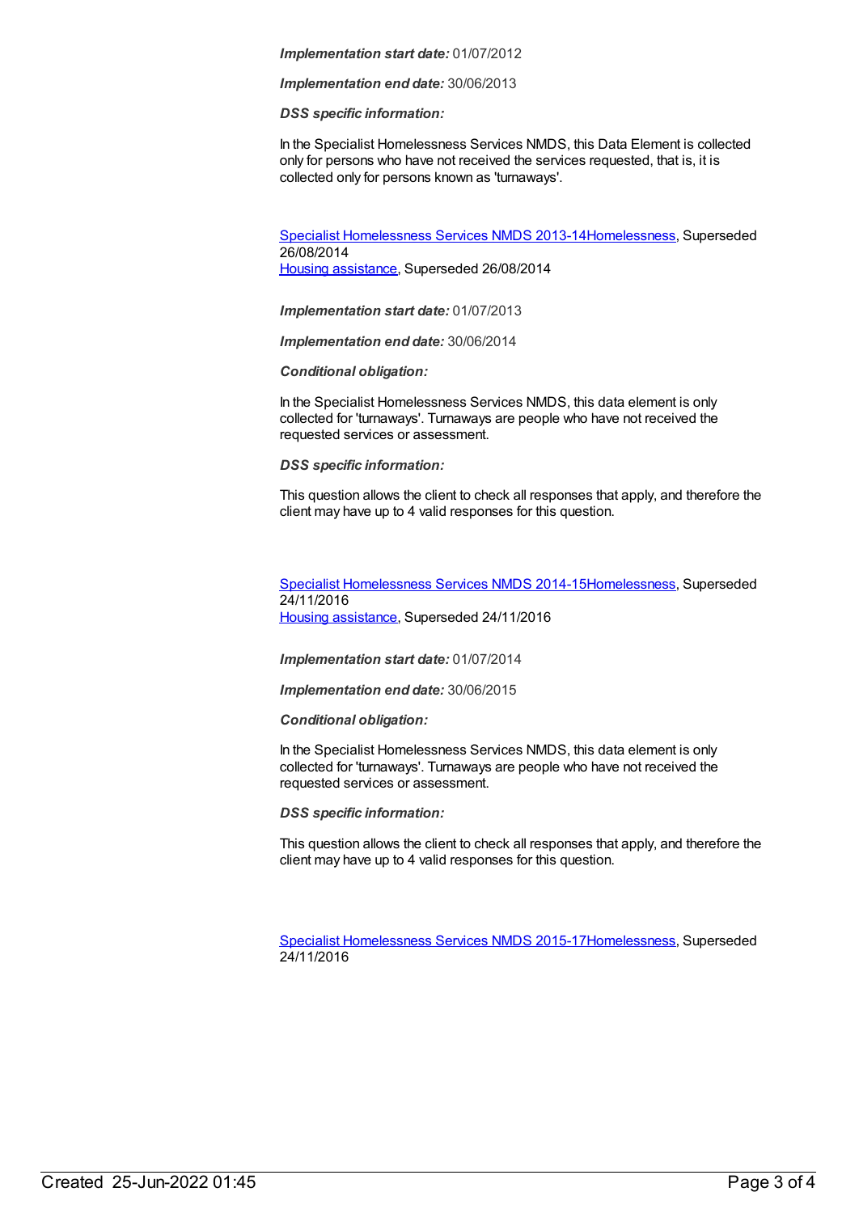*Implementation start date:* 01/07/2012

*Implementation end date:* 30/06/2013

*DSS specific information:*

In the Specialist Homelessness Services NMDS, this Data Element is collected only for persons who have not received the services requested, that is, it is collected only for persons known as 'turnaways'.

Specialist Homelessness Services NMDS 2013-14Homelessness, Superseded 26/08/2014
Housing assistance, Superseded 26/08/2014

*Implementation start date:* 01/07/2013

*Implementation end date:* 30/06/2014

*Conditional obligation:*

In the Specialist Homelessness Services NMDS, this data element is only collected for 'turnaways'. Turnaways are people who have not received the requested services or assessment.

*DSS specific information:*

This question allows the client to check all responses that apply, and therefore the client may have up to 4 valid responses for this question.

Specialist Homelessness Services NMDS 2014-15Homelessness, Superseded 24/11/2016
Housing assistance, Superseded 24/11/2016

*Implementation start date:* 01/07/2014

*Implementation end date:* 30/06/2015

*Conditional obligation:*

In the Specialist Homelessness Services NMDS, this data element is only collected for 'turnaways'. Turnaways are people who have not received the requested services or assessment.

*DSS specific information:*

This question allows the client to check all responses that apply, and therefore the client may have up to 4 valid responses for this question.

Specialist Homelessness Services NMDS 2015-17Homelessness, Superseded 24/11/2016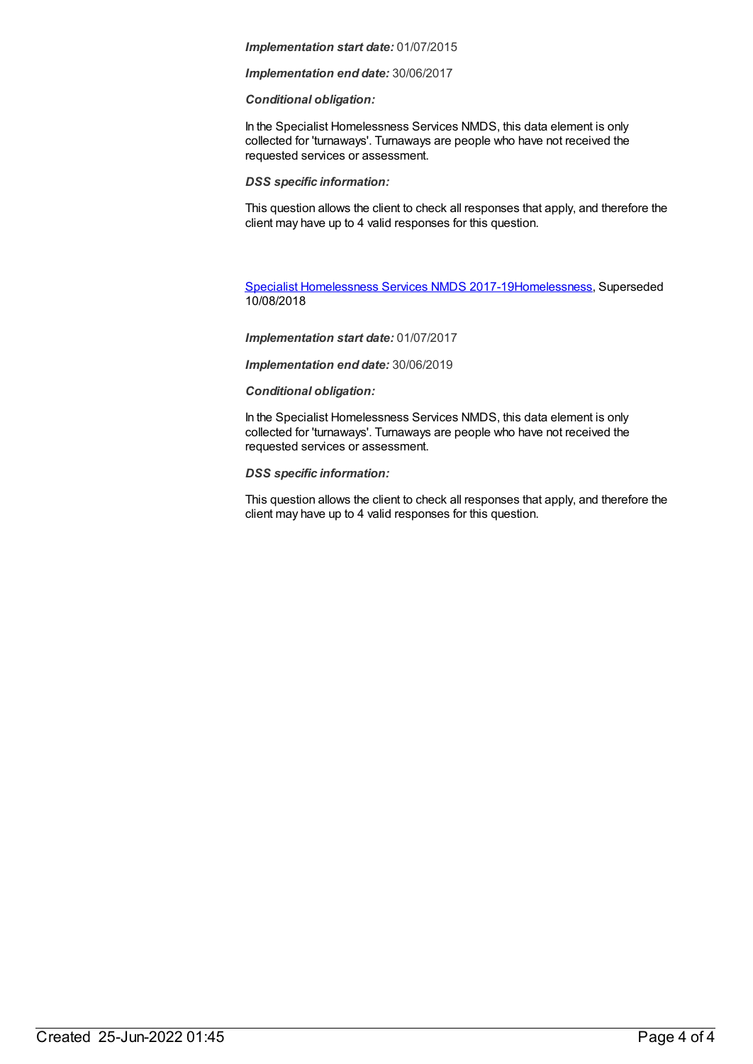***Implementation start date:*** 01/07/2015

***Implementation end date:*** 30/06/2017

***Conditional obligation:***

In the Specialist Homelessness Services NMDS, this data element is only collected for 'turnaways'. Turnaways are people who have not received the requested services or assessment.

***DSS specific information:***

This question allows the client to check all responses that apply, and therefore the client may have up to 4 valid responses for this question.

[Specialist Homelessness Services NMDS 2017-19Homelessness](), Superseded 10/08/2018

***Implementation start date:*** 01/07/2017

***Implementation end date:*** 30/06/2019

***Conditional obligation:***

In the Specialist Homelessness Services NMDS, this data element is only collected for 'turnaways'. Turnaways are people who have not received the requested services or assessment.

***DSS specific information:***

This question allows the client to check all responses that apply, and therefore the client may have up to 4 valid responses for this question.